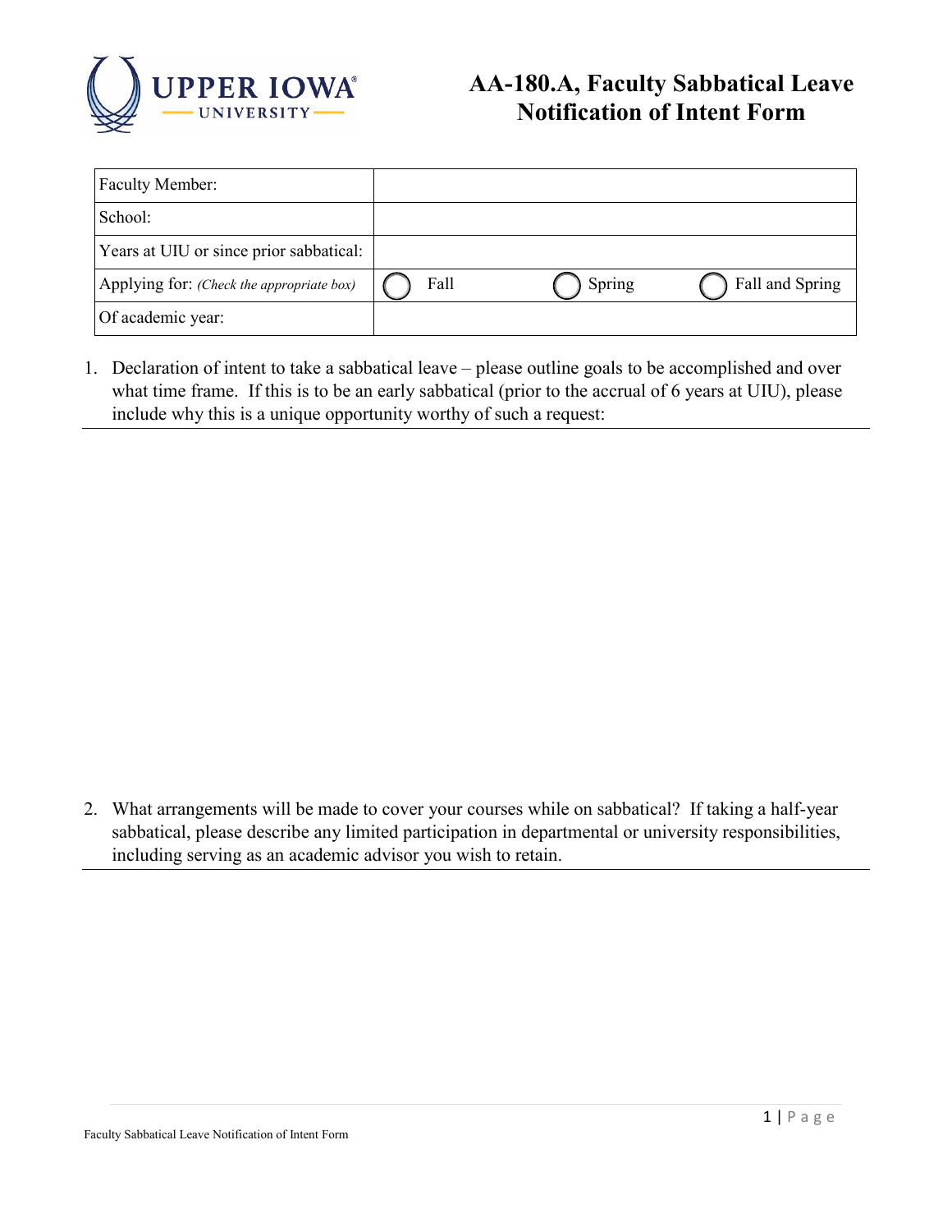# AA-180.A, Faculty Sabbatical Leave Notification of Intent Form

| Faculty Member: | | | |
|---|---|---|---|
| School: | | | |
| Years at UIU or since prior sabbatical: | | | |
| Applying for: *(Check the appropriate box)* | ◯ Fall | ◯ Spring | ◯ Fall and Spring |
| Of academic year: | | | |

1. Declaration of intent to take a sabbatical leave – please outline goals to be accomplished and over what time frame. If this is to be an early sabbatical (prior to the accrual of 6 years at UIU), please include why this is a unique opportunity worthy of such a request:

2. What arrangements will be made to cover your courses while on sabbatical? If taking a half-year sabbatical, please describe any limited participation in departmental or university responsibilities, including serving as an academic advisor you wish to retain.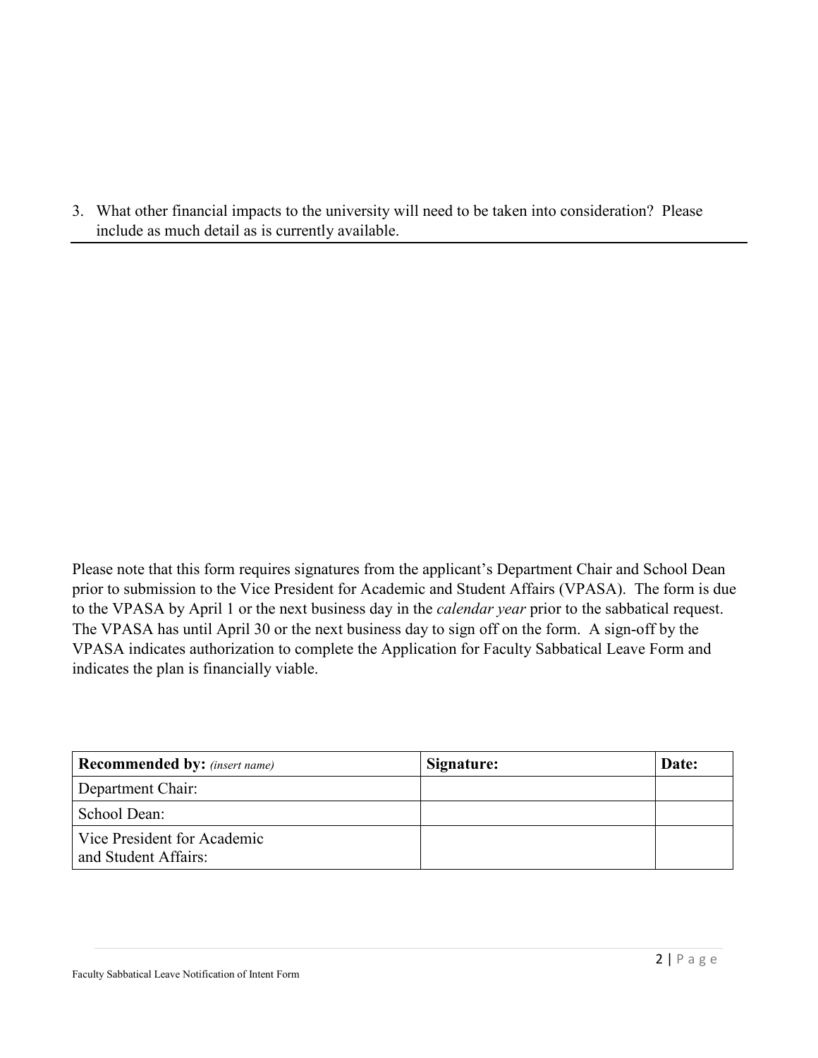3. What other financial impacts to the university will need to be taken into consideration? Please include as much detail as is currently available.

---

Please note that this form requires signatures from the applicant's Department Chair and School Dean prior to submission to the Vice President for Academic and Student Affairs (VPASA). The form is due to the VPASA by April 1 or the next business day in the *calendar year* prior to the sabbatical request. The VPASA has until April 30 or the next business day to sign off on the form. A sign-off by the VPASA indicates authorization to complete the Application for Faculty Sabbatical Leave Form and indicates the plan is financially viable.

| **Recommended by:** *(insert name)* | **Signature:** | **Date:** |
|---|---|---|
| Department Chair: | | |
| School Dean: | | |
| Vice President for Academic and Student Affairs: | | |

Faculty Sabbatical Leave Notification of Intent Form